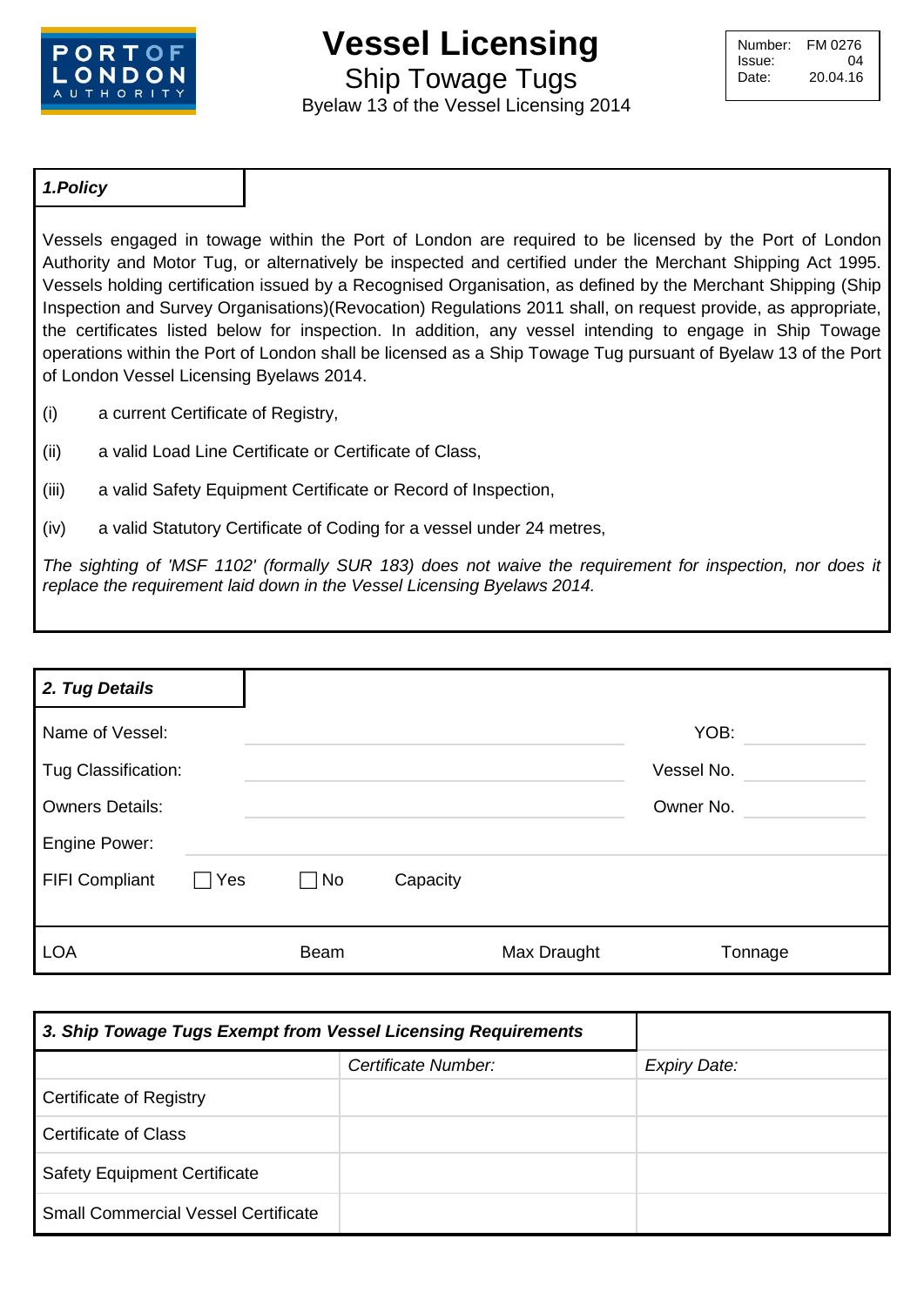# Vessel Licensing

## Ship Towage Tugs

Byelaw 13 of the Vessel Licensing 2014

| Number: | FM 0276 |
|---|---|
| Issue: | 04 |
| Date: | 20.04.16 |

### *1.Policy*

Vessels engaged in towage within the Port of London are required to be licensed by the Port of London Authority and Motor Tug, or alternatively be inspected and certified under the Merchant Shipping Act 1995. Vessels holding certification issued by a Recognised Organisation, as defined by the Merchant Shipping (Ship Inspection and Survey Organisations)(Revocation) Regulations 2011 shall, on request provide, as appropriate, the certificates listed below for inspection. In addition, any vessel intending to engage in Ship Towage operations within the Port of London shall be licensed as a Ship Towage Tug pursuant of Byelaw 13 of the Port of London Vessel Licensing Byelaws 2014.

(i) a current Certificate of Registry,

(ii) a valid Load Line Certificate or Certificate of Class,

(iii) a valid Safety Equipment Certificate or Record of Inspection,

(iv) a valid Statutory Certificate of Coding for a vessel under 24 metres,

*The sighting of 'MSF 1102' (formally SUR 183) does not waive the requirement for inspection, nor does it replace the requirement laid down in the Vessel Licensing Byelaws 2014.*

### *2. Tug Details*

Name of Vessel: \_\_\_\_\_\_\_\_\_\_ YOB: \_\_\_\_\_\_

Tug Classification: \_\_\_\_\_\_\_\_\_\_ Vessel No. \_\_\_\_\_\_

Owners Details: \_\_\_\_\_\_\_\_\_\_ Owner No. \_\_\_\_\_\_

Engine Power: \_\_\_\_\_\_\_\_\_\_

FIFI Compliant ☐ Yes ☐ No Capacity

| LOA | Beam | Max Draught | Tonnage |
|---|---|---|---|
| | | | |

### *3. Ship Towage Tugs Exempt from Vessel Licensing Requirements*

| | *Certificate Number:* | *Expiry Date:* |
|---|---|---|
| Certificate of Registry | | |
| Certificate of Class | | |
| Safety Equipment Certificate | | |
| Small Commercial Vessel Certificate | | |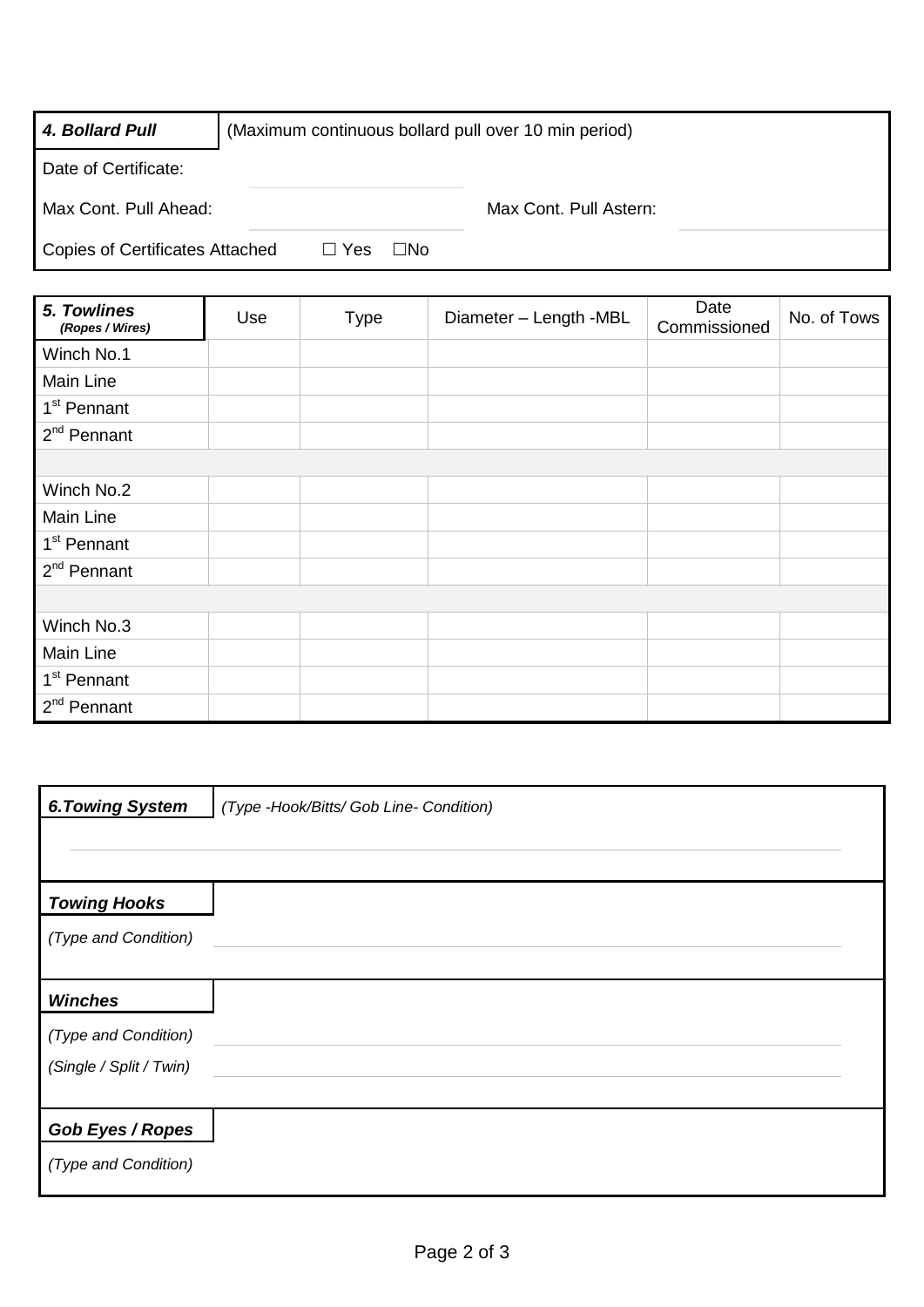| **4. Bollard Pull** | (Maximum continuous bollard pull over 10 min period) | | |
|---|---|---|---|
| Date of Certificate: | | | |
| Max Cont. Pull Ahead: | | Max Cont. Pull Astern: | |
| Copies of Certificates Attached | ☐ Yes ☐No | | |

| ***5. Towlines*** ***(Ropes / Wires)*** | Use | Type | Diameter – Length -MBL | Date Commissioned | No. of Tows |
|---|---|---|---|---|---|
| Winch No.1 | | | | | |
| Main Line | | | | | |
| 1st Pennant | | | | | |
| 2nd Pennant | | | | | |
| | | | | | |
| Winch No.2 | | | | | |
| Main Line | | | | | |
| 1st Pennant | | | | | |
| 2nd Pennant | | | | | |
| | | | | | |
| Winch No.3 | | | | | |
| Main Line | | | | | |
| 1st Pennant | | | | | |
| 2nd Pennant | | | | | |

***6.Towing System*** *(Type -Hook/Bitts/ Gob Line- Condition)*

***Towing Hooks***

*(Type and Condition)*

***Winches***

*(Type and Condition)*

*(Single / Split / Twin)*

***Gob Eyes / Ropes***

*(Type and Condition)*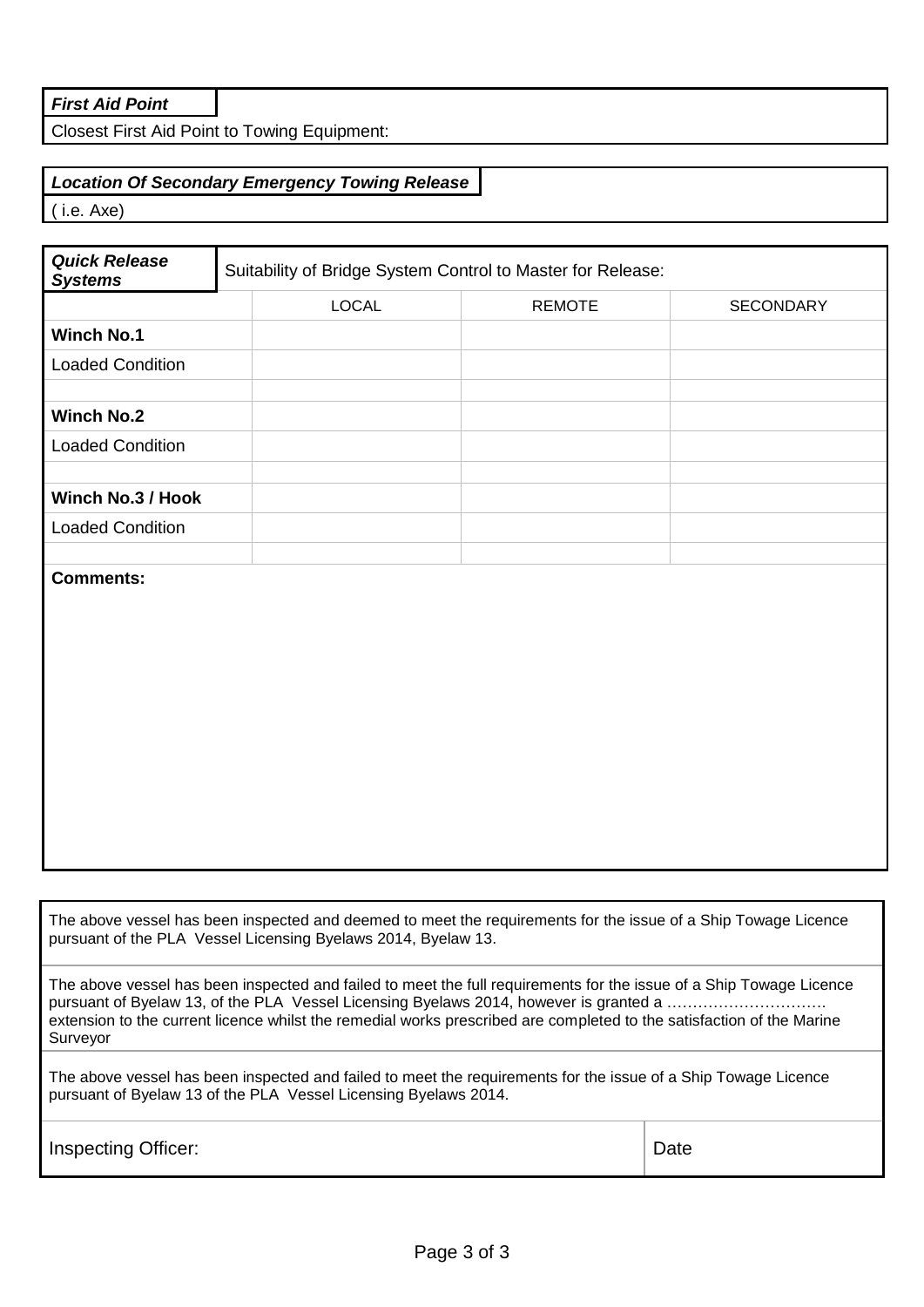| | |
|---|---|
| ***First Aid Point*** | |
| Closest First Aid Point to Towing Equipment: | |

| | |
|---|---|
| ***Location Of Secondary Emergency Towing Release*** | |
| ( i.e. Axe) | |

| ***Quick Release Systems*** | Suitability of Bridge System Control to Master for Release: | | |
|---|---|---|---|
| | LOCAL | REMOTE | SECONDARY |
| **Winch No.1** | | | |
| Loaded Condition | | | |
| | | | |
| **Winch No.2** | | | |
| Loaded Condition | | | |
| | | | |
| **Winch No.3 / Hook** | | | |
| Loaded Condition | | | |
| | | | |

**Comments:**

| | |
|---|---|
| The above vessel has been inspected and deemed to meet the requirements for the issue of a Ship Towage Licence pursuant of the PLA Vessel Licensing Byelaws 2014, Byelaw 13. | |
| The above vessel has been inspected and failed to meet the full requirements for the issue of a Ship Towage Licence pursuant of Byelaw 13, of the PLA Vessel Licensing Byelaws 2014, however is granted a …………………………. extension to the current licence whilst the remedial works prescribed are completed to the satisfaction of the Marine Surveyor | |
| The above vessel has been inspected and failed to meet the requirements for the issue of a Ship Towage Licence pursuant of Byelaw 13 of the PLA Vessel Licensing Byelaws 2014. | |
| Inspecting Officer: | Date |